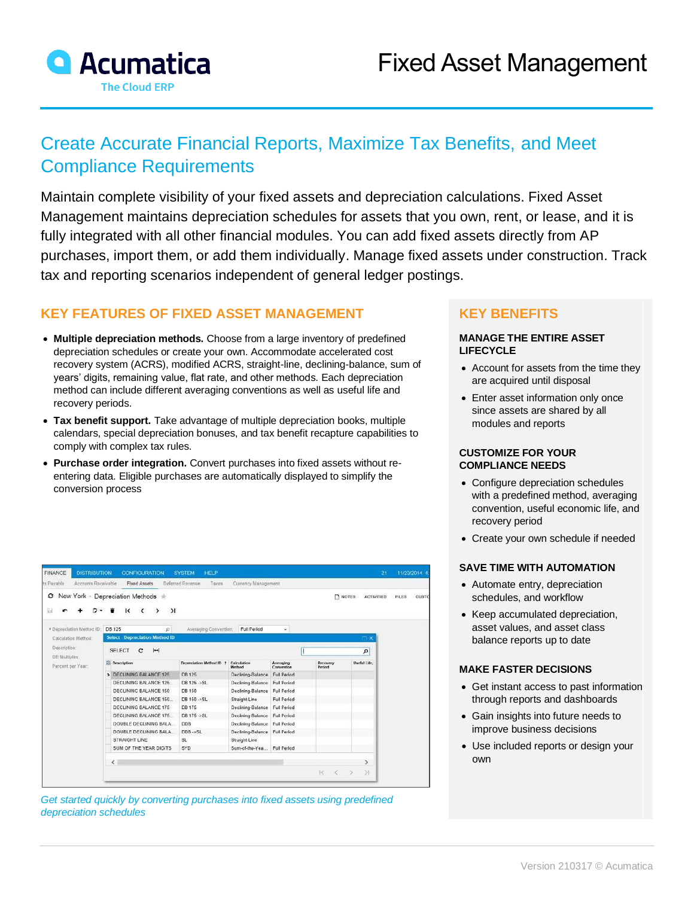Acumatica
The Cloud ERP

# Fixed Asset Management

## Create Accurate Financial Reports, Maximize Tax Benefits, and Meet Compliance Requirements

Maintain complete visibility of your fixed assets and depreciation calculations. Fixed Asset Management maintains depreciation schedules for assets that you own, rent, or lease, and it is fully integrated with all other financial modules. You can add fixed assets directly from AP purchases, import them, or add them individually. Manage fixed assets under construction. Track tax and reporting scenarios independent of general ledger postings.

## KEY FEATURES OF FIXED ASSET MANAGEMENT

- **Multiple depreciation methods.** Choose from a large inventory of predefined depreciation schedules or create your own. Accommodate accelerated cost recovery system (ACRS), modified ACRS, straight-line, declining-balance, sum of years' digits, remaining value, flat rate, and other methods. Each depreciation method can include different averaging conventions as well as useful life and recovery periods.
- **Tax benefit support.** Take advantage of multiple depreciation books, multiple calendars, special depreciation bonuses, and tax benefit recapture capabilities to comply with complex tax rules.
- **Purchase order integration.** Convert purchases into fixed assets without re-entering data. Eligible purchases are automatically displayed to simplify the conversion process

*Get started quickly by converting purchases into fixed assets using predefined depreciation schedules*

## KEY BENEFITS

### MANAGE THE ENTIRE ASSET LIFECYCLE

- Account for assets from the time they are acquired until disposal
- Enter asset information only once since assets are shared by all modules and reports

### CUSTOMIZE FOR YOUR COMPLIANCE NEEDS

- Configure depreciation schedules with a predefined method, averaging convention, useful economic life, and recovery period
- Create your own schedule if needed

### SAVE TIME WITH AUTOMATION

- Automate entry, depreciation schedules, and workflow
- Keep accumulated depreciation, asset values, and asset class balance reports up to date

### MAKE FASTER DECISIONS

- Get instant access to past information through reports and dashboards
- Gain insights into future needs to improve business decisions
- Use included reports or design your own

Version 210317 © Acumatica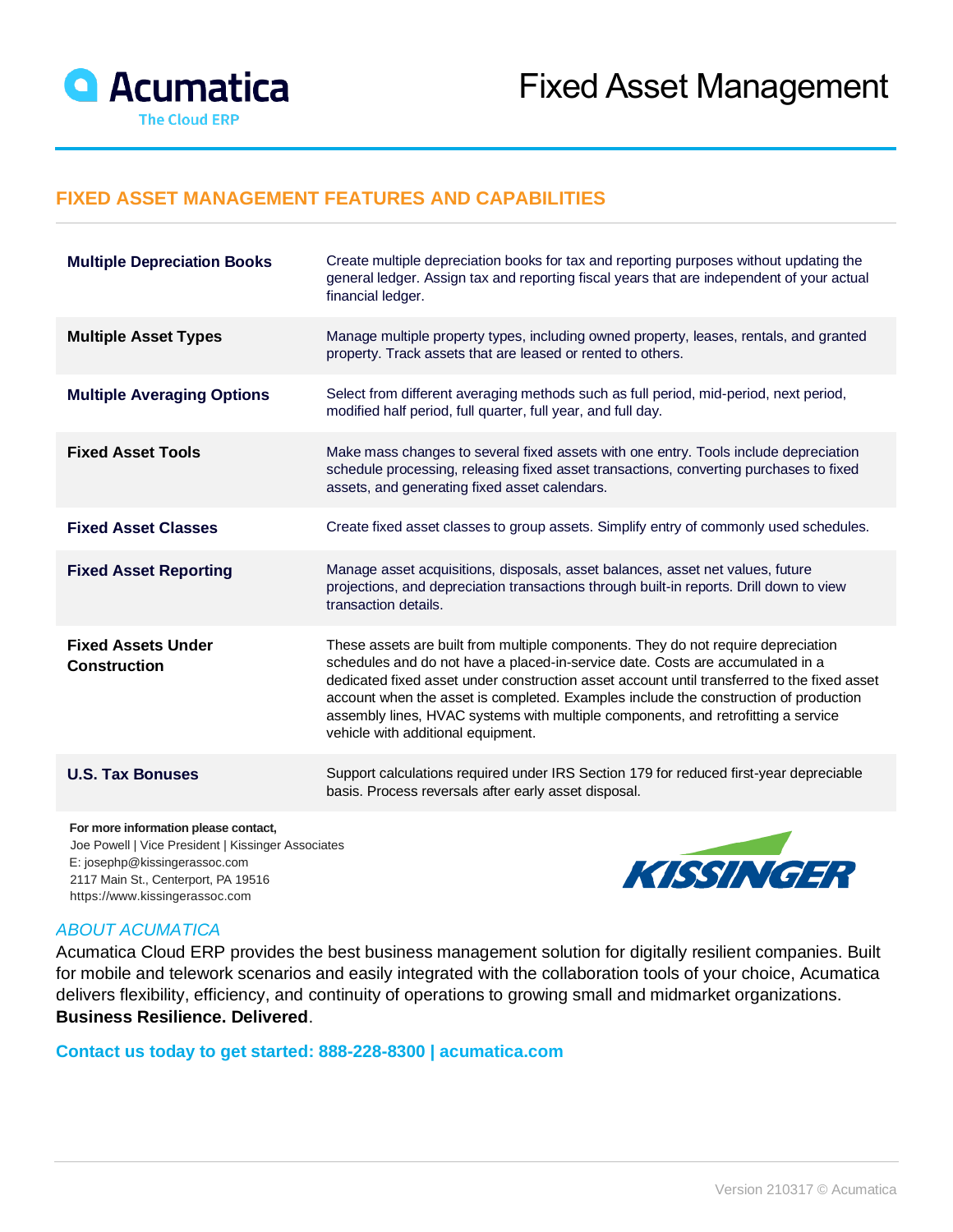# Fixed Asset Management

## FIXED ASSET MANAGEMENT FEATURES AND CAPABILITIES

| | |
|---|---|
| **Multiple Depreciation Books** | Create multiple depreciation books for tax and reporting purposes without updating the general ledger. Assign tax and reporting fiscal years that are independent of your actual financial ledger. |
| **Multiple Asset Types** | Manage multiple property types, including owned property, leases, rentals, and granted property. Track assets that are leased or rented to others. |
| **Multiple Averaging Options** | Select from different averaging methods such as full period, mid-period, next period, modified half period, full quarter, full year, and full day. |
| **Fixed Asset Tools** | Make mass changes to several fixed assets with one entry. Tools include depreciation schedule processing, releasing fixed asset transactions, converting purchases to fixed assets, and generating fixed asset calendars. |
| **Fixed Asset Classes** | Create fixed asset classes to group assets. Simplify entry of commonly used schedules. |
| **Fixed Asset Reporting** | Manage asset acquisitions, disposals, asset balances, asset net values, future projections, and depreciation transactions through built-in reports. Drill down to view transaction details. |
| **Fixed Assets Under Construction** | These assets are built from multiple components. They do not require depreciation schedules and do not have a placed-in-service date. Costs are accumulated in a dedicated fixed asset under construction asset account until transferred to the fixed asset account when the asset is completed. Examples include the construction of production assembly lines, HVAC systems with multiple components, and retrofitting a service vehicle with additional equipment. |
| **U.S. Tax Bonuses** | Support calculations required under IRS Section 179 for reduced first-year depreciable basis. Process reversals after early asset disposal. |

**For more information please contact,**
Joe Powell | Vice President | Kissinger Associates
E: josephp@kissingerassoc.com
2117 Main St., Centerport, PA 19516
https://www.kissingerassoc.com

KISSINGER

### *ABOUT ACUMATICA*

Acumatica Cloud ERP provides the best business management solution for digitally resilient companies. Built for mobile and telework scenarios and easily integrated with the collaboration tools of your choice, Acumatica delivers flexibility, efficiency, and continuity of operations to growing small and midmarket organizations. **Business Resilience. Delivered**.

**Contact us today to get started: 888-228-8300 | acumatica.com**

Version 210317 © Acumatica